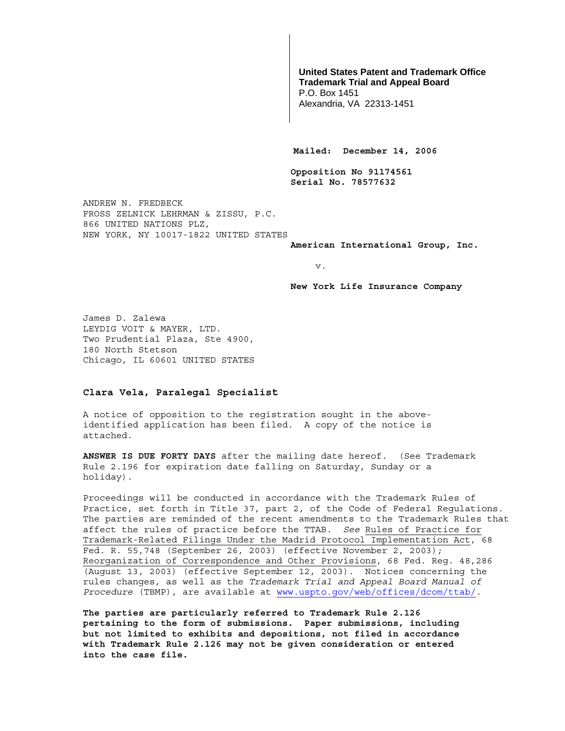**United States Patent and Trademark Office**
**Trademark Trial and Appeal Board**
P.O. Box 1451
Alexandria, VA 22313-1451

**Mailed: December 14, 2006**

**Opposition No 91174561**
**Serial No. 78577632**

ANDREW N. FREDBECK
FROSS ZELNICK LEHRMAN & ZISSU, P.C.
866 UNITED NATIONS PLZ,
NEW YORK, NY 10017-1822 UNITED STATES

**American International Group, Inc.**

v.

**New York Life Insurance Company**

James D. Zalewa
LEYDIG VOIT & MAYER, LTD.
Two Prudential Plaza, Ste 4900,
180 North Stetson
Chicago, IL 60601 UNITED STATES

**Clara Vela, Paralegal Specialist**

A notice of opposition to the registration sought in the above-identified application has been filed. A copy of the notice is attached.

**ANSWER IS DUE FORTY DAYS** after the mailing date hereof. (See Trademark Rule 2.196 for expiration date falling on Saturday, Sunday or a holiday).

Proceedings will be conducted in accordance with the Trademark Rules of Practice, set forth in Title 37, part 2, of the Code of Federal Regulations. The parties are reminded of the recent amendments to the Trademark Rules that affect the rules of practice before the TTAB. *See* Rules of Practice for Trademark-Related Filings Under the Madrid Protocol Implementation Act, 68 Fed. R. 55,748 (September 26, 2003) (effective November 2, 2003); Reorganization of Correspondence and Other Provisions, 68 Fed. Reg. 48,286 (August 13, 2003) (effective September 12, 2003). Notices concerning the rules changes, as well as the *Trademark Trial and Appeal Board Manual of Procedure* (TBMP), are available at www.uspto.gov/web/offices/dcom/ttab/.

**The parties are particularly referred to Trademark Rule 2.126 pertaining to the form of submissions. Paper submissions, including but not limited to exhibits and depositions, not filed in accordance with Trademark Rule 2.126 may not be given consideration or entered into the case file.**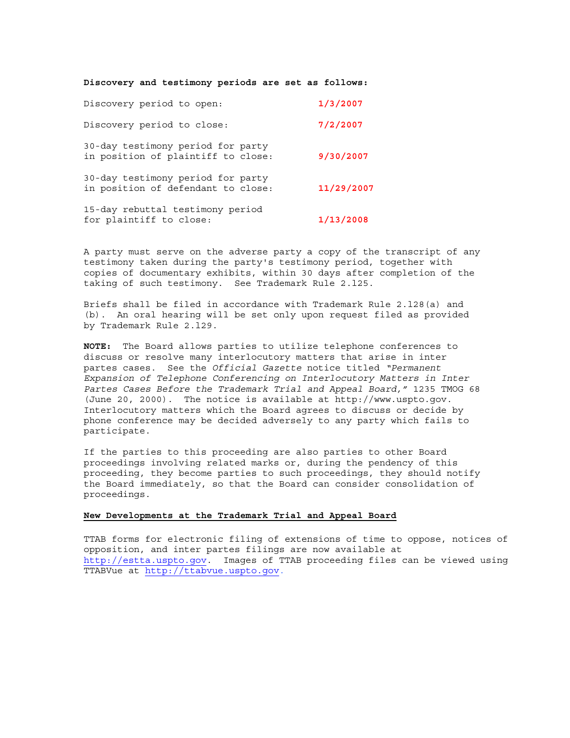**Discovery and testimony periods are set as follows:**

| | |
|---|---|
| Discovery period to open: | **1/3/2007** |
| Discovery period to close: | **7/2/2007** |
| 30-day testimony period for party in position of plaintiff to close: | **9/30/2007** |
| 30-day testimony period for party in position of defendant to close: | **11/29/2007** |
| 15-day rebuttal testimony period for plaintiff to close: | **1/13/2008** |

A party must serve on the adverse party a copy of the transcript of any testimony taken during the party's testimony period, together with copies of documentary exhibits, within 30 days after completion of the taking of such testimony. See Trademark Rule 2.125.

Briefs shall be filed in accordance with Trademark Rule 2.128(a) and (b). An oral hearing will be set only upon request filed as provided by Trademark Rule 2.129.

**NOTE:** The Board allows parties to utilize telephone conferences to discuss or resolve many interlocutory matters that arise in inter partes cases. See the *Official Gazette* notice titled *"Permanent Expansion of Telephone Conferencing on Interlocutory Matters in Inter Partes Cases Before the Trademark Trial and Appeal Board,"* 1235 TMOG 68 (June 20, 2000). The notice is available at http://www.uspto.gov. Interlocutory matters which the Board agrees to discuss or decide by phone conference may be decided adversely to any party which fails to participate.

If the parties to this proceeding are also parties to other Board proceedings involving related marks or, during the pendency of this proceeding, they become parties to such proceedings, they should notify the Board immediately, so that the Board can consider consolidation of proceedings.

**<u>New Developments at the Trademark Trial and Appeal Board</u>**

TTAB forms for electronic filing of extensions of time to oppose, notices of opposition, and inter partes filings are now available at http://estta.uspto.gov. Images of TTAB proceeding files can be viewed using TTABVue at http://ttabvue.uspto.gov.